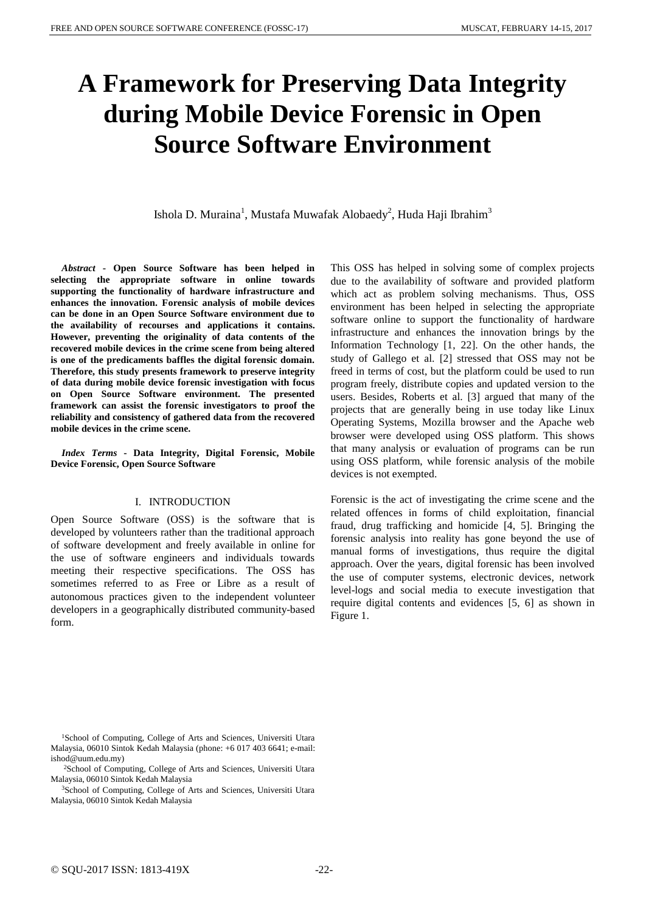# A Framework for Preserving Data Integrity during Mobile Device Forensic in Open Source Software Environment

Ishola D. Muraina[1], Mustafa Muwafak Alobaedy[2], Huda Haji Ibrahim[3]

***Abstract* - Open Source Software has been helped in selecting the appropriate software in online towards supporting the functionality of hardware infrastructure and enhances the innovation. Forensic analysis of mobile devices can be done in an Open Source Software environment due to the availability of recourses and applications it contains. However, preventing the originality of data contents of the recovered mobile devices in the crime scene from being altered is one of the predicaments baffles the digital forensic domain. Therefore, this study presents framework to preserve integrity of data during mobile device forensic investigation with focus on Open Source Software environment. The presented framework can assist the forensic investigators to proof the reliability and consistency of gathered data from the recovered mobile devices in the crime scene.**

***Index Terms* - Data Integrity, Digital Forensic, Mobile Device Forensic, Open Source Software**

## I. INTRODUCTION

Open Source Software (OSS) is the software that is developed by volunteers rather than the traditional approach of software development and freely available in online for the use of software engineers and individuals towards meeting their respective specifications. The OSS has sometimes referred to as Free or Libre as a result of autonomous practices given to the independent volunteer developers in a geographically distributed community-based form.

This OSS has helped in solving some of complex projects due to the availability of software and provided platform which act as problem solving mechanisms. Thus, OSS environment has been helped in selecting the appropriate software online to support the functionality of hardware infrastructure and enhances the innovation brings by the Information Technology [1, 22]. On the other hands, the study of Gallego et al. [2] stressed that OSS may not be freed in terms of cost, but the platform could be used to run program freely, distribute copies and updated version to the users. Besides, Roberts et al. [3] argued that many of the projects that are generally being in use today like Linux Operating Systems, Mozilla browser and the Apache web browser were developed using OSS platform. This shows that many analysis or evaluation of programs can be run using OSS platform, while forensic analysis of the mobile devices is not exempted.

Forensic is the act of investigating the crime scene and the related offences in forms of child exploitation, financial fraud, drug trafficking and homicide [4, 5]. Bringing the forensic analysis into reality has gone beyond the use of manual forms of investigations, thus require the digital approach. Over the years, digital forensic has been involved the use of computer systems, electronic devices, network level-logs and social media to execute investigation that require digital contents and evidences [5, 6] as shown in Figure 1.

[1]School of Computing, College of Arts and Sciences, Universiti Utara Malaysia, 06010 Sintok Kedah Malaysia (phone: +6 017 403 6641; e-mail: ishod@uum.edu.my)

[2]School of Computing, College of Arts and Sciences, Universiti Utara Malaysia, 06010 Sintok Kedah Malaysia

[3]School of Computing, College of Arts and Sciences, Universiti Utara Malaysia, 06010 Sintok Kedah Malaysia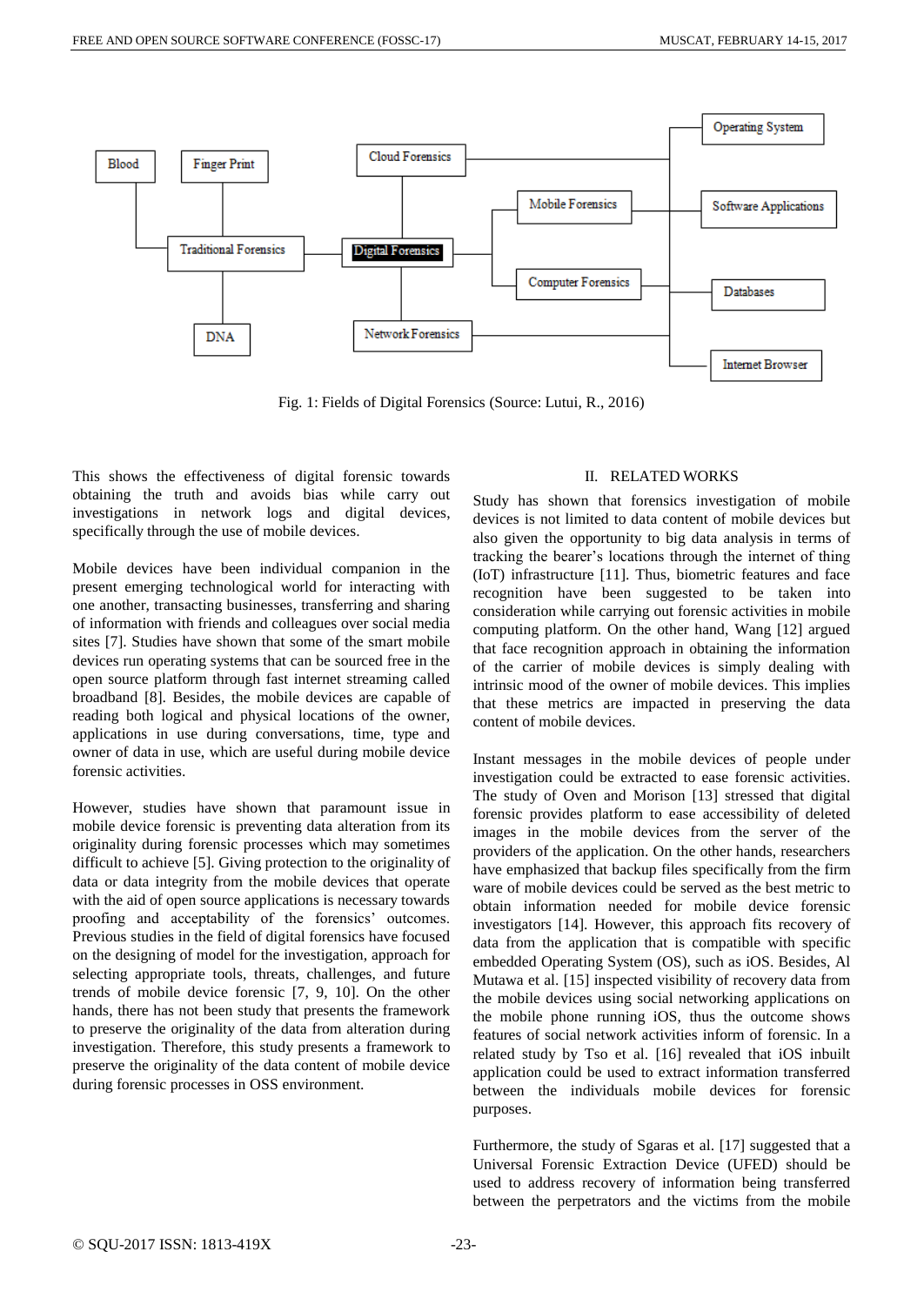Fig. 1: Fields of Digital Forensics (Source: Lutui, R., 2016)

This shows the effectiveness of digital forensic towards obtaining the truth and avoids bias while carry out investigations in network logs and digital devices, specifically through the use of mobile devices.

Mobile devices have been individual companion in the present emerging technological world for interacting with one another, transacting businesses, transferring and sharing of information with friends and colleagues over social media sites [7]. Studies have shown that some of the smart mobile devices run operating systems that can be sourced free in the open source platform through fast internet streaming called broadband [8]. Besides, the mobile devices are capable of reading both logical and physical locations of the owner, applications in use during conversations, time, type and owner of data in use, which are useful during mobile device forensic activities.

However, studies have shown that paramount issue in mobile device forensic is preventing data alteration from its originality during forensic processes which may sometimes difficult to achieve [5]. Giving protection to the originality of data or data integrity from the mobile devices that operate with the aid of open source applications is necessary towards proofing and acceptability of the forensics' outcomes. Previous studies in the field of digital forensics have focused on the designing of model for the investigation, approach for selecting appropriate tools, threats, challenges, and future trends of mobile device forensic [7, 9, 10]. On the other hands, there has not been study that presents the framework to preserve the originality of the data from alteration during investigation. Therefore, this study presents a framework to preserve the originality of the data content of mobile device during forensic processes in OSS environment.

## II. RELATED WORKS

Study has shown that forensics investigation of mobile devices is not limited to data content of mobile devices but also given the opportunity to big data analysis in terms of tracking the bearer's locations through the internet of thing (IoT) infrastructure [11]. Thus, biometric features and face recognition have been suggested to be taken into consideration while carrying out forensic activities in mobile computing platform. On the other hand, Wang [12] argued that face recognition approach in obtaining the information of the carrier of mobile devices is simply dealing with intrinsic mood of the owner of mobile devices. This implies that these metrics are impacted in preserving the data content of mobile devices.

Instant messages in the mobile devices of people under investigation could be extracted to ease forensic activities. The study of Oven and Morison [13] stressed that digital forensic provides platform to ease accessibility of deleted images in the mobile devices from the server of the providers of the application. On the other hands, researchers have emphasized that backup files specifically from the firm ware of mobile devices could be served as the best metric to obtain information needed for mobile device forensic investigators [14]. However, this approach fits recovery of data from the application that is compatible with specific embedded Operating System (OS), such as iOS. Besides, Al Mutawa et al. [15] inspected visibility of recovery data from the mobile devices using social networking applications on the mobile phone running iOS, thus the outcome shows features of social network activities inform of forensic. In a related study by Tso et al. [16] revealed that iOS inbuilt application could be used to extract information transferred between the individuals mobile devices for forensic purposes.

Furthermore, the study of Sgaras et al. [17] suggested that a Universal Forensic Extraction Device (UFED) should be used to address recovery of information being transferred between the perpetrators and the victims from the mobile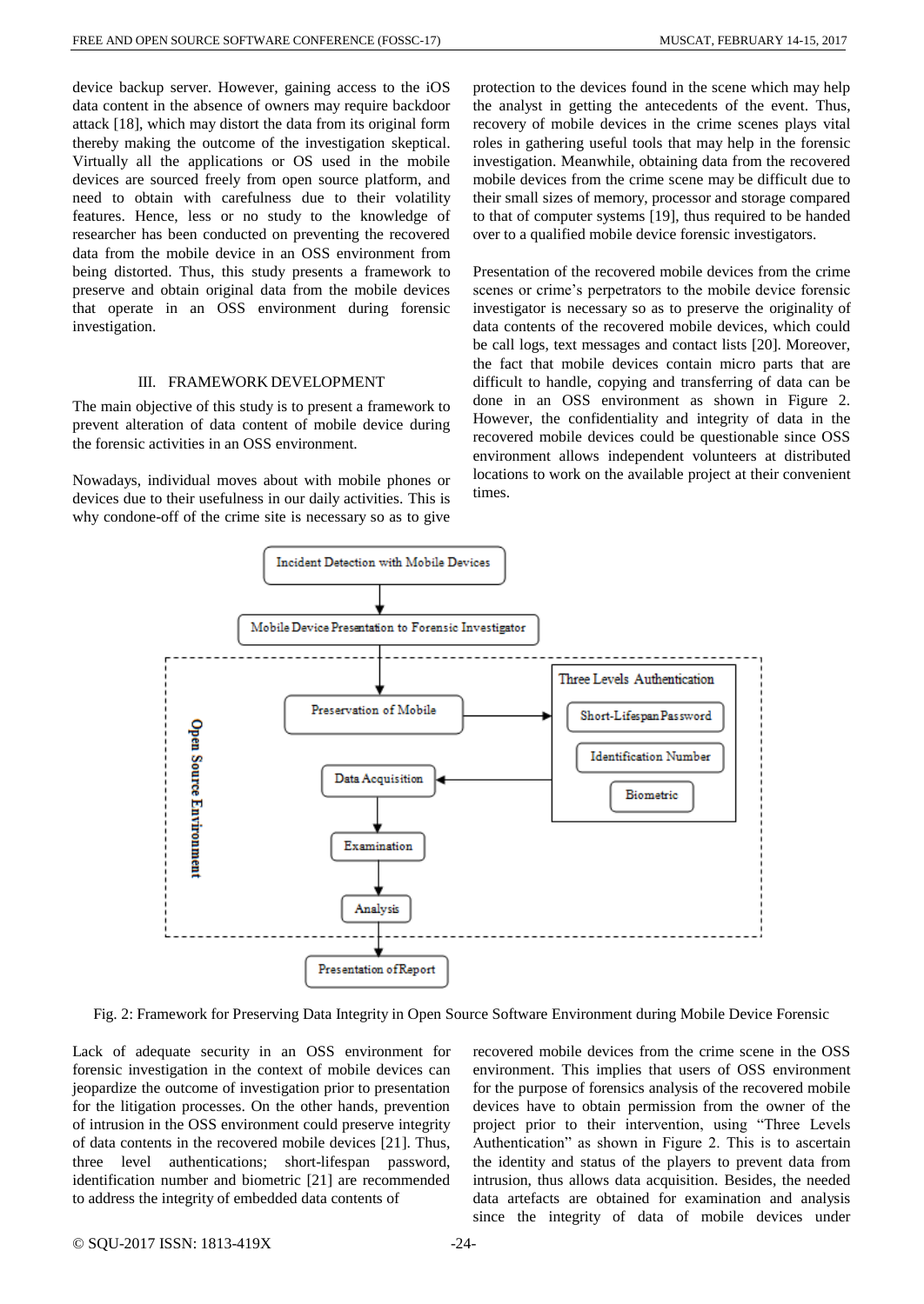device backup server. However, gaining access to the iOS data content in the absence of owners may require backdoor attack [18], which may distort the data from its original form thereby making the outcome of the investigation skeptical. Virtually all the applications or OS used in the mobile devices are sourced freely from open source platform, and need to obtain with carefulness due to their volatility features. Hence, less or no study to the knowledge of researcher has been conducted on preventing the recovered data from the mobile device in an OSS environment from being distorted. Thus, this study presents a framework to preserve and obtain original data from the mobile devices that operate in an OSS environment during forensic investigation.

## III. FRAMEWORK DEVELOPMENT

The main objective of this study is to present a framework to prevent alteration of data content of mobile device during the forensic activities in an OSS environment.

Nowadays, individual moves about with mobile phones or devices due to their usefulness in our daily activities. This is why condone-off of the crime site is necessary so as to give protection to the devices found in the scene which may help the analyst in getting the antecedents of the event. Thus, recovery of mobile devices in the crime scenes plays vital roles in gathering useful tools that may help in the forensic investigation. Meanwhile, obtaining data from the recovered mobile devices from the crime scene may be difficult due to their small sizes of memory, processor and storage compared to that of computer systems [19], thus required to be handed over to a qualified mobile device forensic investigators.

Presentation of the recovered mobile devices from the crime scenes or crime's perpetrators to the mobile device forensic investigator is necessary so as to preserve the originality of data contents of the recovered mobile devices, which could be call logs, text messages and contact lists [20]. Moreover, the fact that mobile devices contain micro parts that are difficult to handle, copying and transferring of data can be done in an OSS environment as shown in Figure 2. However, the confidentiality and integrity of data in the recovered mobile devices could be questionable since OSS environment allows independent volunteers at distributed locations to work on the available project at their convenient times.

Fig. 2: Framework for Preserving Data Integrity in Open Source Software Environment during Mobile Device Forensic

Lack of adequate security in an OSS environment for forensic investigation in the context of mobile devices can jeopardize the outcome of investigation prior to presentation for the litigation processes. On the other hands, prevention of intrusion in the OSS environment could preserve integrity of data contents in the recovered mobile devices [21]. Thus, three level authentications; short-lifespan password, identification number and biometric [21] are recommended to address the integrity of embedded data contents of recovered mobile devices from the crime scene in the OSS environment. This implies that users of OSS environment for the purpose of forensics analysis of the recovered mobile devices have to obtain permission from the owner of the project prior to their intervention, using "Three Levels Authentication" as shown in Figure 2. This is to ascertain the identity and status of the players to prevent data from intrusion, thus allows data acquisition. Besides, the needed data artefacts are obtained for examination and analysis since the integrity of data of mobile devices under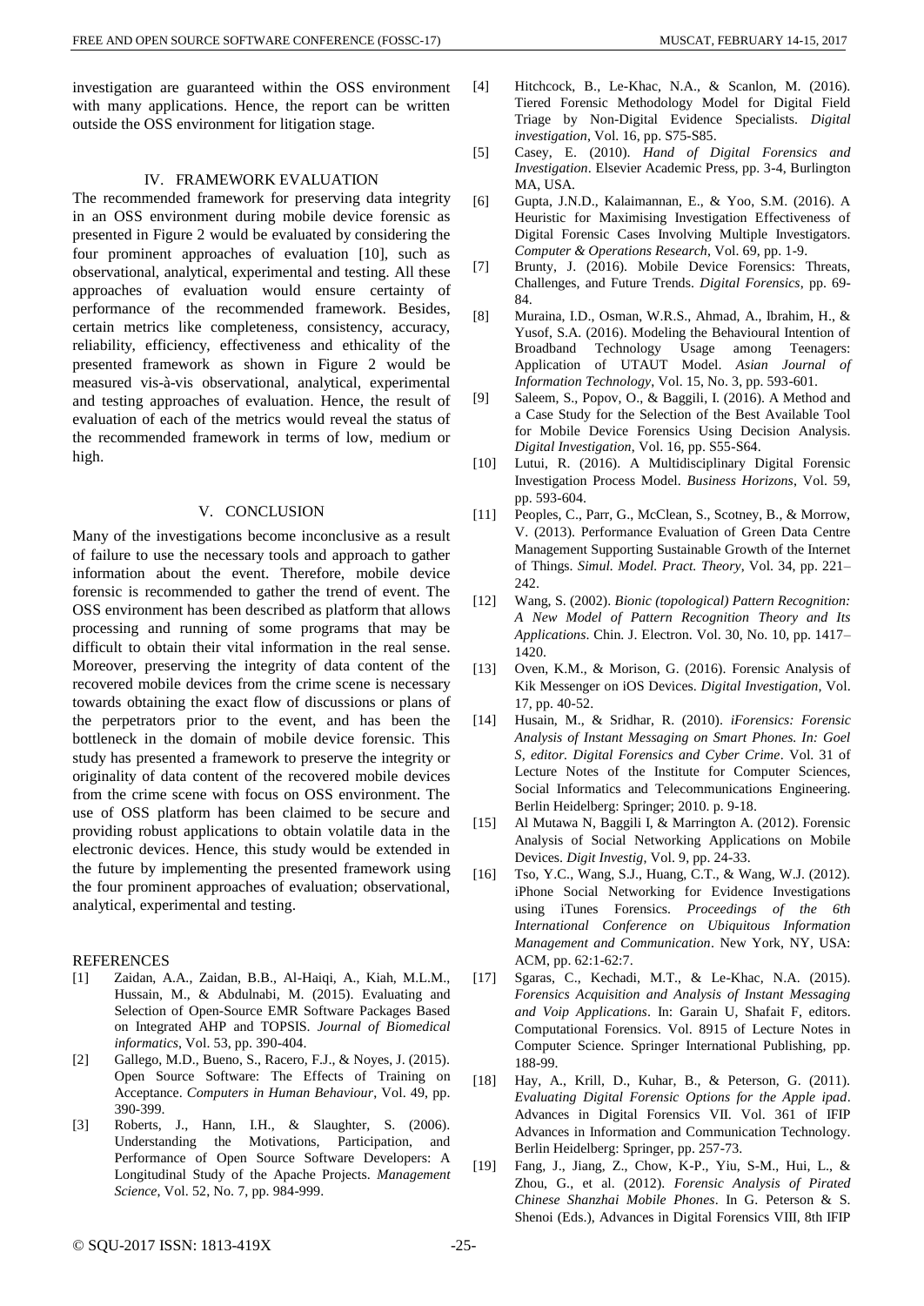investigation are guaranteed within the OSS environment with many applications. Hence, the report can be written outside the OSS environment for litigation stage.

## IV. FRAMEWORK EVALUATION

The recommended framework for preserving data integrity in an OSS environment during mobile device forensic as presented in Figure 2 would be evaluated by considering the four prominent approaches of evaluation [10], such as observational, analytical, experimental and testing. All these approaches of evaluation would ensure certainty of performance of the recommended framework. Besides, certain metrics like completeness, consistency, accuracy, reliability, efficiency, effectiveness and ethicality of the presented framework as shown in Figure 2 would be measured vis-à-vis observational, analytical, experimental and testing approaches of evaluation. Hence, the result of evaluation of each of the metrics would reveal the status of the recommended framework in terms of low, medium or high.

## V. CONCLUSION

Many of the investigations become inconclusive as a result of failure to use the necessary tools and approach to gather information about the event. Therefore, mobile device forensic is recommended to gather the trend of event. The OSS environment has been described as platform that allows processing and running of some programs that may be difficult to obtain their vital information in the real sense. Moreover, preserving the integrity of data content of the recovered mobile devices from the crime scene is necessary towards obtaining the exact flow of discussions or plans of the perpetrators prior to the event, and has been the bottleneck in the domain of mobile device forensic. This study has presented a framework to preserve the integrity or originality of data content of the recovered mobile devices from the crime scene with focus on OSS environment. The use of OSS platform has been claimed to be secure and providing robust applications to obtain volatile data in the electronic devices. Hence, this study would be extended in the future by implementing the presented framework using the four prominent approaches of evaluation; observational, analytical, experimental and testing.

## REFERENCES

[1] Zaidan, A.A., Zaidan, B.B., Al-Haiqi, A., Kiah, M.L.M., Hussain, M., & Abdulnabi, M. (2015). Evaluating and Selection of Open-Source EMR Software Packages Based on Integrated AHP and TOPSIS. *Journal of Biomedical informatics*, Vol. 53, pp. 390-404.

[2] Gallego, M.D., Bueno, S., Racero, F.J., & Noyes, J. (2015). Open Source Software: The Effects of Training on Acceptance. *Computers in Human Behaviour*, Vol. 49, pp. 390-399.

[3] Roberts, J., Hann, I.H., & Slaughter, S. (2006). Understanding the Motivations, Participation, and Performance of Open Source Software Developers: A Longitudinal Study of the Apache Projects. *Management Science*, Vol. 52, No. 7, pp. 984-999.

[4] Hitchcock, B., Le-Khac, N.A., & Scanlon, M. (2016). Tiered Forensic Methodology Model for Digital Field Triage by Non-Digital Evidence Specialists. *Digital investigation*, Vol. 16, pp. S75-S85.

[5] Casey, E. (2010). *Hand of Digital Forensics and Investigation*. Elsevier Academic Press, pp. 3-4, Burlington MA, USA.

[6] Gupta, J.N.D., Kalaimannan, E., & Yoo, S.M. (2016). A Heuristic for Maximising Investigation Effectiveness of Digital Forensic Cases Involving Multiple Investigators. *Computer & Operations Research*, Vol. 69, pp. 1-9.

[7] Brunty, J. (2016). Mobile Device Forensics: Threats, Challenges, and Future Trends. *Digital Forensics*, pp. 69-84.

[8] Muraina, I.D., Osman, W.R.S., Ahmad, A., Ibrahim, H., & Yusof, S.A. (2016). Modeling the Behavioural Intention of Broadband Technology Usage among Teenagers: Application of UTAUT Model. *Asian Journal of Information Technology*, Vol. 15, No. 3, pp. 593-601.

[9] Saleem, S., Popov, O., & Baggili, I. (2016). A Method and a Case Study for the Selection of the Best Available Tool for Mobile Device Forensics Using Decision Analysis. *Digital Investigation*, Vol. 16, pp. S55-S64.

[10] Lutui, R. (2016). A Multidisciplinary Digital Forensic Investigation Process Model. *Business Horizons*, Vol. 59, pp. 593-604.

[11] Peoples, C., Parr, G., McClean, S., Scotney, B., & Morrow, V. (2013). Performance Evaluation of Green Data Centre Management Supporting Sustainable Growth of the Internet of Things. *Simul. Model. Pract. Theory*, Vol. 34, pp. 221–242.

[12] Wang, S. (2002). *Bionic (topological) Pattern Recognition: A New Model of Pattern Recognition Theory and Its Applications*. Chin. J. Electron. Vol. 30, No. 10, pp. 1417–1420.

[13] Oven, K.M., & Morison, G. (2016). Forensic Analysis of Kik Messenger on iOS Devices. *Digital Investigation*, Vol. 17, pp. 40-52.

[14] Husain, M., & Sridhar, R. (2010). *iForensics: Forensic Analysis of Instant Messaging on Smart Phones. In: Goel S, editor. Digital Forensics and Cyber Crime*. Vol. 31 of Lecture Notes of the Institute for Computer Sciences, Social Informatics and Telecommunications Engineering. Berlin Heidelberg: Springer; 2010. p. 9-18.

[15] Al Mutawa N, Baggili I, & Marrington A. (2012). Forensic Analysis of Social Networking Applications on Mobile Devices. *Digit Investig*, Vol. 9, pp. 24-33.

[16] Tso, Y.C., Wang, S.J., Huang, C.T., & Wang, W.J. (2012). iPhone Social Networking for Evidence Investigations using iTunes Forensics. *Proceedings of the 6th International Conference on Ubiquitous Information Management and Communication*. New York, NY, USA: ACM, pp. 62:1-62:7.

[17] Sgaras, C., Kechadi, M.T., & Le-Khac, N.A. (2015). *Forensics Acquisition and Analysis of Instant Messaging and Voip Applications*. In: Garain U, Shafait F, editors. Computational Forensics. Vol. 8915 of Lecture Notes in Computer Science. Springer International Publishing, pp. 188-99.

[18] Hay, A., Krill, D., Kuhar, B., & Peterson, G. (2011). *Evaluating Digital Forensic Options for the Apple ipad*. Advances in Digital Forensics VII. Vol. 361 of IFIP Advances in Information and Communication Technology. Berlin Heidelberg: Springer, pp. 257-73.

[19] Fang, J., Jiang, Z., Chow, K-P., Yiu, S-M., Hui, L., & Zhou, G., et al. (2012). *Forensic Analysis of Pirated Chinese Shanzhai Mobile Phones*. In G. Peterson & S. Shenoi (Eds.), Advances in Digital Forensics VIII, 8th IFIP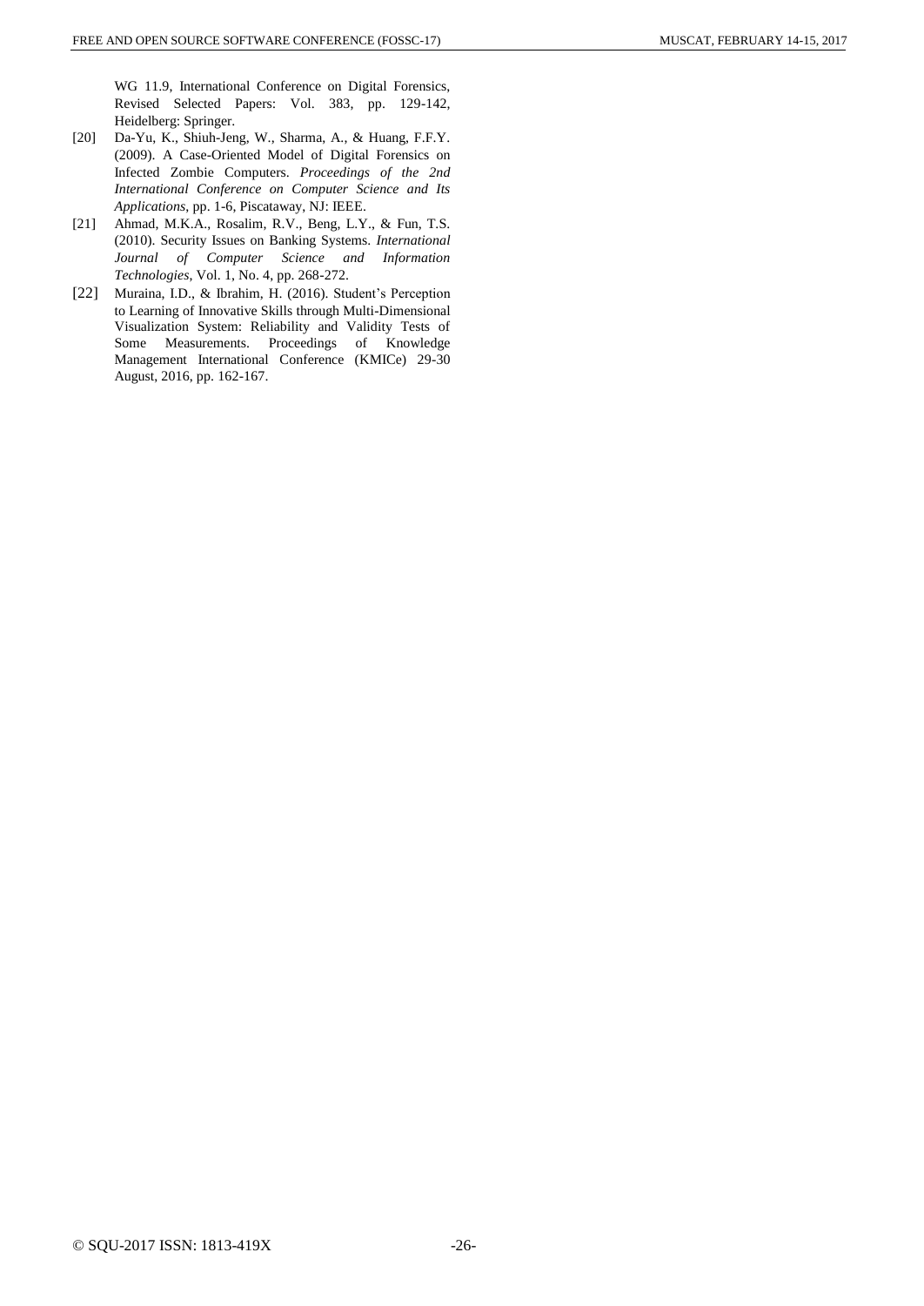WG 11.9, International Conference on Digital Forensics, Revised Selected Papers: Vol. 383, pp. 129-142, Heidelberg: Springer.

[20] Da-Yu, K., Shiuh-Jeng, W., Sharma, A., & Huang, F.F.Y. (2009). A Case-Oriented Model of Digital Forensics on Infected Zombie Computers. *Proceedings of the 2nd International Conference on Computer Science and Its Applications*, pp. 1-6, Piscataway, NJ: IEEE.

[21] Ahmad, M.K.A., Rosalim, R.V., Beng, L.Y., & Fun, T.S. (2010). Security Issues on Banking Systems. *International Journal of Computer Science and Information Technologies*, Vol. 1, No. 4, pp. 268-272.

[22] Muraina, I.D., & Ibrahim, H. (2016). Student's Perception to Learning of Innovative Skills through Multi-Dimensional Visualization System: Reliability and Validity Tests of Some Measurements. Proceedings of Knowledge Management International Conference (KMICe) 29-30 August, 2016, pp. 162-167.